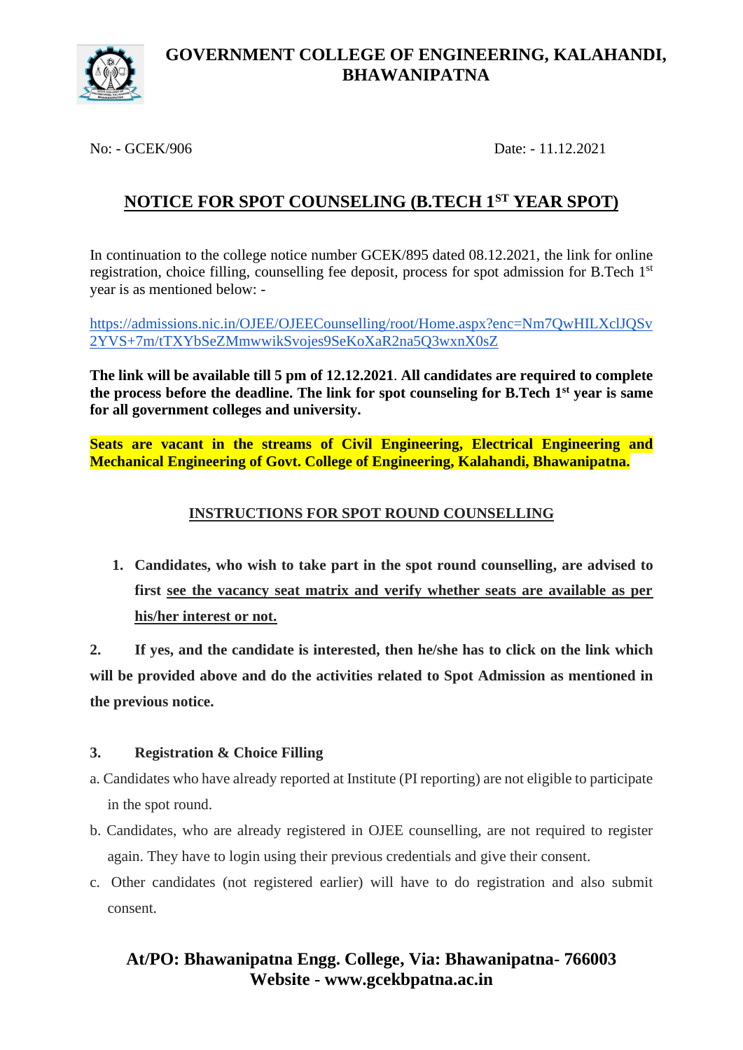# GOVERNMENT COLLEGE OF ENGINEERING, KALAHANDI, BHAWANIPATNA

No: - GCEK/906 Date: - 11.12.2021

## NOTICE FOR SPOT COUNSELING (B.TECH 1ST YEAR SPOT)

In continuation to the college notice number GCEK/895 dated 08.12.2021, the link for online registration, choice filling, counselling fee deposit, process for spot admission for B.Tech 1st year is as mentioned below: -

https://admissions.nic.in/OJEE/OJEECounselling/root/Home.aspx?enc=Nm7QwHILXclJQSv2YVS+7m/tTXYbSeZMmwwikSvojes9SeKoXaR2na5Q3wxnX0sZ

**The link will be available till 5 pm of 12.12.2021**. **All candidates are required to complete the process before the deadline. The link for spot counseling for B.Tech 1st year is same for all government colleges and university.**

**Seats are vacant in the streams of Civil Engineering, Electrical Engineering and Mechanical Engineering of Govt. College of Engineering, Kalahandi, Bhawanipatna.**

### INSTRUCTIONS FOR SPOT ROUND COUNSELLING

1. **Candidates, who wish to take part in the spot round counselling, are advised to first see the vacancy seat matrix and verify whether seats are available as per his/her interest or not.**

2. **If yes, and the candidate is interested, then he/she has to click on the link which will be provided above and do the activities related to Spot Admission as mentioned in the previous notice.**

3. **Registration & Choice Filling**

a. Candidates who have already reported at Institute (PI reporting) are not eligible to participate in the spot round.

b. Candidates, who are already registered in OJEE counselling, are not required to register again. They have to login using their previous credentials and give their consent.

c. Other candidates (not registered earlier) will have to do registration and also submit consent.

**At/PO: Bhawanipatna Engg. College, Via: Bhawanipatna- 766003**
**Website - www.gcekbpatna.ac.in**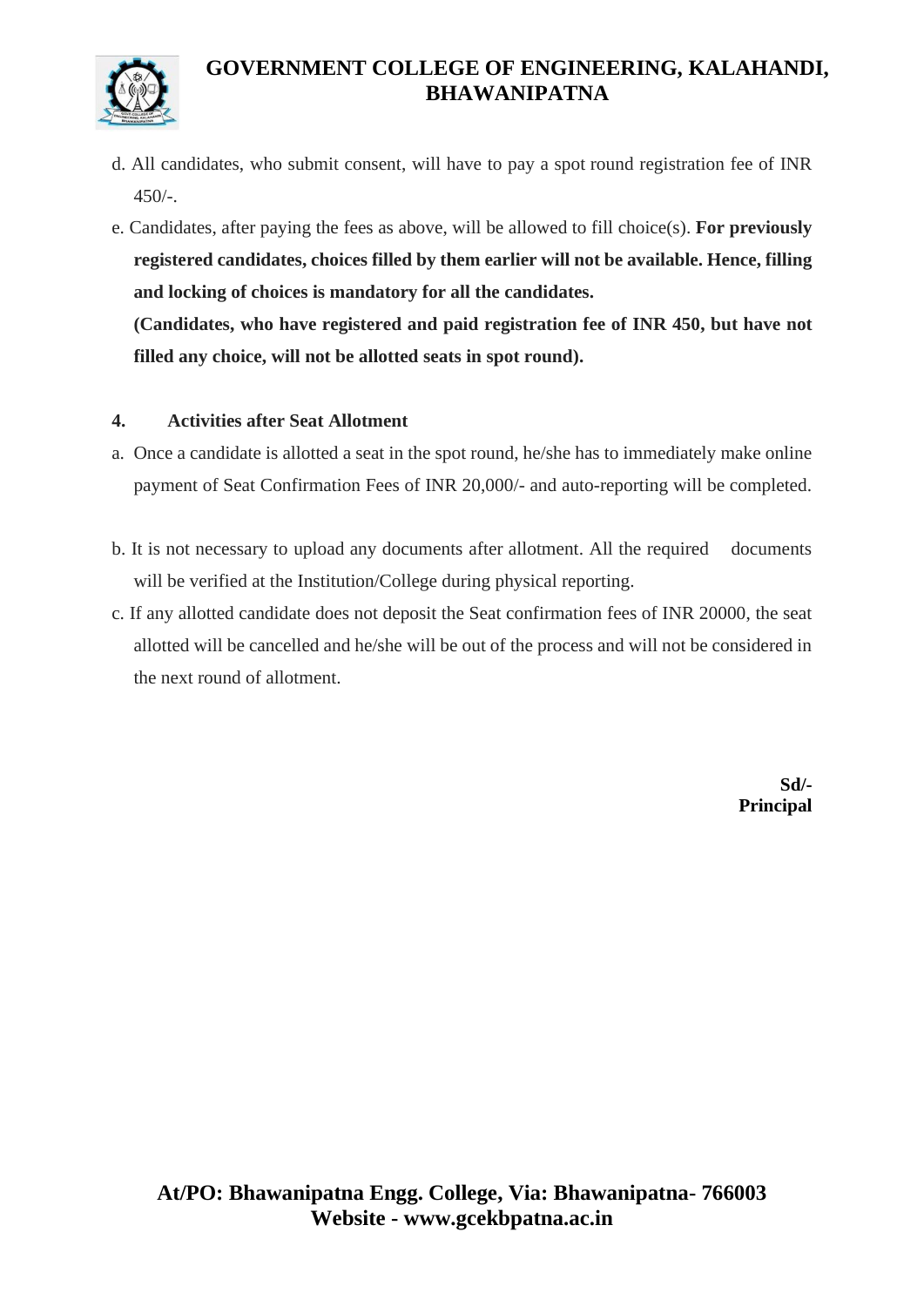d. All candidates, who submit consent, will have to pay a spot round registration fee of INR 450/-.

e. Candidates, after paying the fees as above, will be allowed to fill choice(s). **For previously registered candidates, choices filled by them earlier will not be available. Hence, filling and locking of choices is mandatory for all the candidates.**

**(Candidates, who have registered and paid registration fee of INR 450, but have not filled any choice, will not be allotted seats in spot round).**

**4. Activities after Seat Allotment**

a. Once a candidate is allotted a seat in the spot round, he/she has to immediately make online payment of Seat Confirmation Fees of INR 20,000/- and auto-reporting will be completed.

b. It is not necessary to upload any documents after allotment. All the required documents will be verified at the Institution/College during physical reporting.

c. If any allotted candidate does not deposit the Seat confirmation fees of INR 20000, the seat allotted will be cancelled and he/she will be out of the process and will not be considered in the next round of allotment.

**Sd/-**
**Principal**